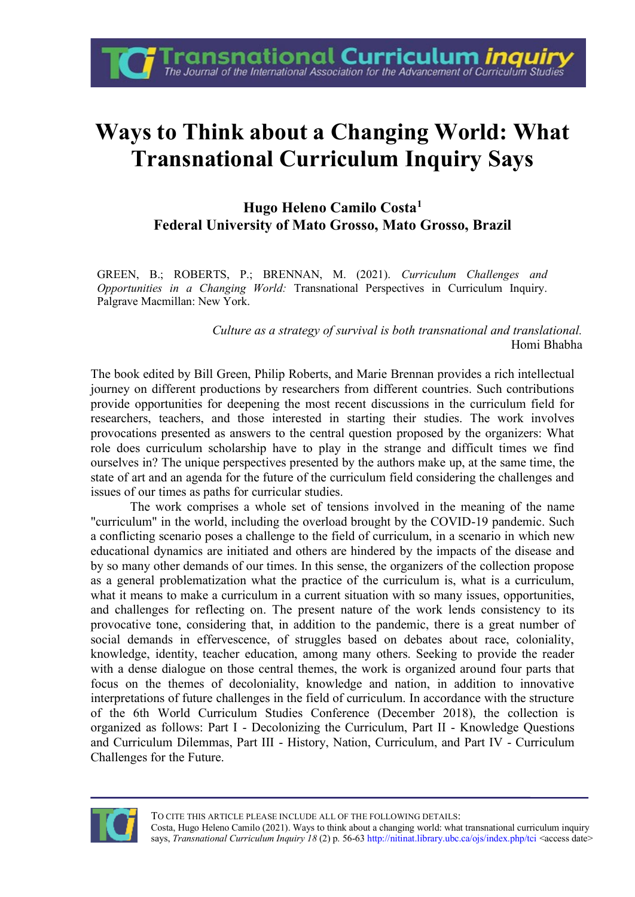# Ways to Think about a Changing World: What Transnational Curriculum Inquiry Says

**Hugo Heleno Camilo Costa[1]**
**Federal University of Mato Grosso, Mato Grosso, Brazil**

GREEN, B.; ROBERTS, P.; BRENNAN, M. (2021). *Curriculum Challenges and Opportunities in a Changing World:* Transnational Perspectives in Curriculum Inquiry. Palgrave Macmillan: New York.

*Culture as a strategy of survival is both transnational and translational.*
Homi Bhabha

The book edited by Bill Green, Philip Roberts, and Marie Brennan provides a rich intellectual journey on different productions by researchers from different countries. Such contributions provide opportunities for deepening the most recent discussions in the curriculum field for researchers, teachers, and those interested in starting their studies. The work involves provocations presented as answers to the central question proposed by the organizers: What role does curriculum scholarship have to play in the strange and difficult times we find ourselves in? The unique perspectives presented by the authors make up, at the same time, the state of art and an agenda for the future of the curriculum field considering the challenges and issues of our times as paths for curricular studies.

The work comprises a whole set of tensions involved in the meaning of the name "curriculum" in the world, including the overload brought by the COVID-19 pandemic. Such a conflicting scenario poses a challenge to the field of curriculum, in a scenario in which new educational dynamics are initiated and others are hindered by the impacts of the disease and by so many other demands of our times. In this sense, the organizers of the collection propose as a general problematization what the practice of the curriculum is, what is a curriculum, what it means to make a curriculum in a current situation with so many issues, opportunities, and challenges for reflecting on. The present nature of the work lends consistency to its provocative tone, considering that, in addition to the pandemic, there is a great number of social demands in effervescence, of struggles based on debates about race, coloniality, knowledge, identity, teacher education, among many others. Seeking to provide the reader with a dense dialogue on those central themes, the work is organized around four parts that focus on the themes of decoloniality, knowledge and nation, in addition to innovative interpretations of future challenges in the field of curriculum. In accordance with the structure of the 6th World Curriculum Studies Conference (December 2018), the collection is organized as follows: Part I - Decolonizing the Curriculum, Part II - Knowledge Questions and Curriculum Dilemmas, Part III - History, Nation, Curriculum, and Part IV - Curriculum Challenges for the Future.

TO CITE THIS ARTICLE PLEASE INCLUDE ALL OF THE FOLLOWING DETAILS:
Costa, Hugo Heleno Camilo (2021). Ways to think about a changing world: what transnational curriculum inquiry says, *Transnational Curriculum Inquiry 18* (2) p. 56-63 http://nitinat.library.ubc.ca/ojs/index.php/tci <access date>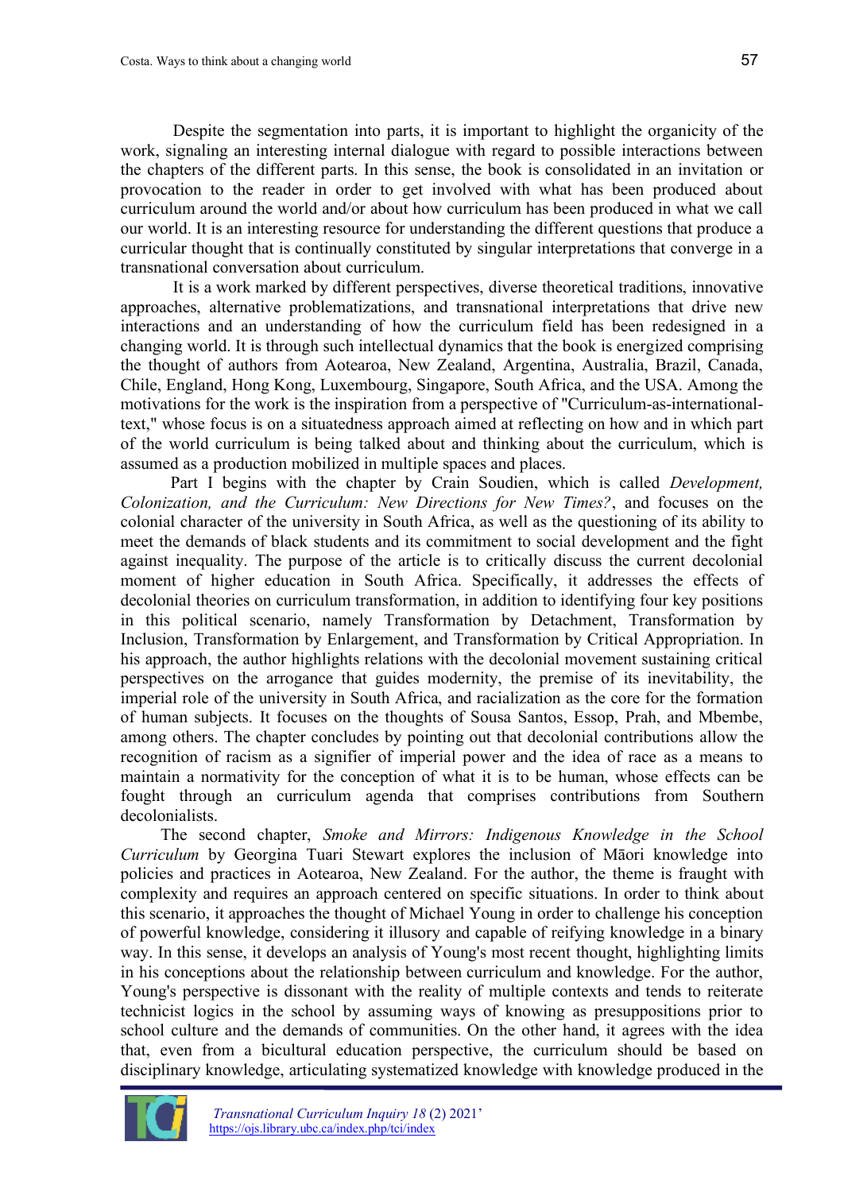Despite the segmentation into parts, it is important to highlight the organicity of the work, signaling an interesting internal dialogue with regard to possible interactions between the chapters of the different parts. In this sense, the book is consolidated in an invitation or provocation to the reader in order to get involved with what has been produced about curriculum around the world and/or about how curriculum has been produced in what we call our world. It is an interesting resource for understanding the different questions that produce a curricular thought that is continually constituted by singular interpretations that converge in a transnational conversation about curriculum.

It is a work marked by different perspectives, diverse theoretical traditions, innovative approaches, alternative problematizations, and transnational interpretations that drive new interactions and an understanding of how the curriculum field has been redesigned in a changing world. It is through such intellectual dynamics that the book is energized comprising the thought of authors from Aotearoa, New Zealand, Argentina, Australia, Brazil, Canada, Chile, England, Hong Kong, Luxembourg, Singapore, South Africa, and the USA. Among the motivations for the work is the inspiration from a perspective of "Curriculum-as-international-text," whose focus is on a situatedness approach aimed at reflecting on how and in which part of the world curriculum is being talked about and thinking about the curriculum, which is assumed as a production mobilized in multiple spaces and places.

Part I begins with the chapter by Crain Soudien, which is called *Development, Colonization, and the Curriculum: New Directions for New Times?*, and focuses on the colonial character of the university in South Africa, as well as the questioning of its ability to meet the demands of black students and its commitment to social development and the fight against inequality. The purpose of the article is to critically discuss the current decolonial moment of higher education in South Africa. Specifically, it addresses the effects of decolonial theories on curriculum transformation, in addition to identifying four key positions in this political scenario, namely Transformation by Detachment, Transformation by Inclusion, Transformation by Enlargement, and Transformation by Critical Appropriation. In his approach, the author highlights relations with the decolonial movement sustaining critical perspectives on the arrogance that guides modernity, the premise of its inevitability, the imperial role of the university in South Africa, and racialization as the core for the formation of human subjects. It focuses on the thoughts of Sousa Santos, Essop, Prah, and Mbembe, among others. The chapter concludes by pointing out that decolonial contributions allow the recognition of racism as a signifier of imperial power and the idea of race as a means to maintain a normativity for the conception of what it is to be human, whose effects can be fought through an curriculum agenda that comprises contributions from Southern decolonialists.

The second chapter, *Smoke and Mirrors: Indigenous Knowledge in the School Curriculum* by Georgina Tuari Stewart explores the inclusion of Māori knowledge into policies and practices in Aotearoa, New Zealand. For the author, the theme is fraught with complexity and requires an approach centered on specific situations. In order to think about this scenario, it approaches the thought of Michael Young in order to challenge his conception of powerful knowledge, considering it illusory and capable of reifying knowledge in a binary way. In this sense, it develops an analysis of Young's most recent thought, highlighting limits in his conceptions about the relationship between curriculum and knowledge. For the author, Young's perspective is dissonant with the reality of multiple contexts and tends to reiterate technicist logics in the school by assuming ways of knowing as presuppositions prior to school culture and the demands of communities. On the other hand, it agrees with the idea that, even from a bicultural education perspective, the curriculum should be based on disciplinary knowledge, articulating systematized knowledge with knowledge produced in the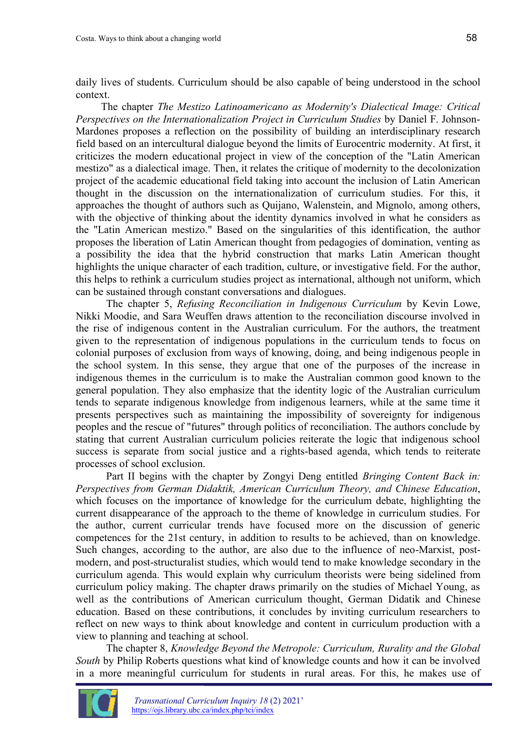daily lives of students. Curriculum should be also capable of being understood in the school context.

The chapter *The Mestizo Latinoamericano as Modernity's Dialectical Image: Critical Perspectives on the Internationalization Project in Curriculum Studies* by Daniel F. Johnson-Mardones proposes a reflection on the possibility of building an interdisciplinary research field based on an intercultural dialogue beyond the limits of Eurocentric modernity. At first, it criticizes the modern educational project in view of the conception of the "Latin American mestizo" as a dialectical image. Then, it relates the critique of modernity to the decolonization project of the academic educational field taking into account the inclusion of Latin American thought in the discussion on the internationalization of curriculum studies. For this, it approaches the thought of authors such as Quijano, Walenstein, and Mignolo, among others, with the objective of thinking about the identity dynamics involved in what he considers as the "Latin American mestizo." Based on the singularities of this identification, the author proposes the liberation of Latin American thought from pedagogies of domination, venting as a possibility the idea that the hybrid construction that marks Latin American thought highlights the unique character of each tradition, culture, or investigative field. For the author, this helps to rethink a curriculum studies project as international, although not uniform, which can be sustained through constant conversations and dialogues.

The chapter 5, *Refusing Reconciliation in Indigenous Curriculum* by Kevin Lowe, Nikki Moodie, and Sara Weuffen draws attention to the reconciliation discourse involved in the rise of indigenous content in the Australian curriculum. For the authors, the treatment given to the representation of indigenous populations in the curriculum tends to focus on colonial purposes of exclusion from ways of knowing, doing, and being indigenous people in the school system. In this sense, they argue that one of the purposes of the increase in indigenous themes in the curriculum is to make the Australian common good known to the general population. They also emphasize that the identity logic of the Australian curriculum tends to separate indigenous knowledge from indigenous learners, while at the same time it presents perspectives such as maintaining the impossibility of sovereignty for indigenous peoples and the rescue of "futures" through politics of reconciliation. The authors conclude by stating that current Australian curriculum policies reiterate the logic that indigenous school success is separate from social justice and a rights-based agenda, which tends to reiterate processes of school exclusion.

Part II begins with the chapter by Zongyi Deng entitled *Bringing Content Back in: Perspectives from German Didaktik, American Curriculum Theory, and Chinese Education*, which focuses on the importance of knowledge for the curriculum debate, highlighting the current disappearance of the approach to the theme of knowledge in curriculum studies. For the author, current curricular trends have focused more on the discussion of generic competences for the 21st century, in addition to results to be achieved, than on knowledge. Such changes, according to the author, are also due to the influence of neo-Marxist, post-modern, and post-structuralist studies, which would tend to make knowledge secondary in the curriculum agenda. This would explain why curriculum theorists were being sidelined from curriculum policy making. The chapter draws primarily on the studies of Michael Young, as well as the contributions of American curriculum thought, German Didatik and Chinese education. Based on these contributions, it concludes by inviting curriculum researchers to reflect on new ways to think about knowledge and content in curriculum production with a view to planning and teaching at school.

The chapter 8, *Knowledge Beyond the Metropole: Curriculum, Rurality and the Global South* by Philip Roberts questions what kind of knowledge counts and how it can be involved in a more meaningful curriculum for students in rural areas. For this, he makes use of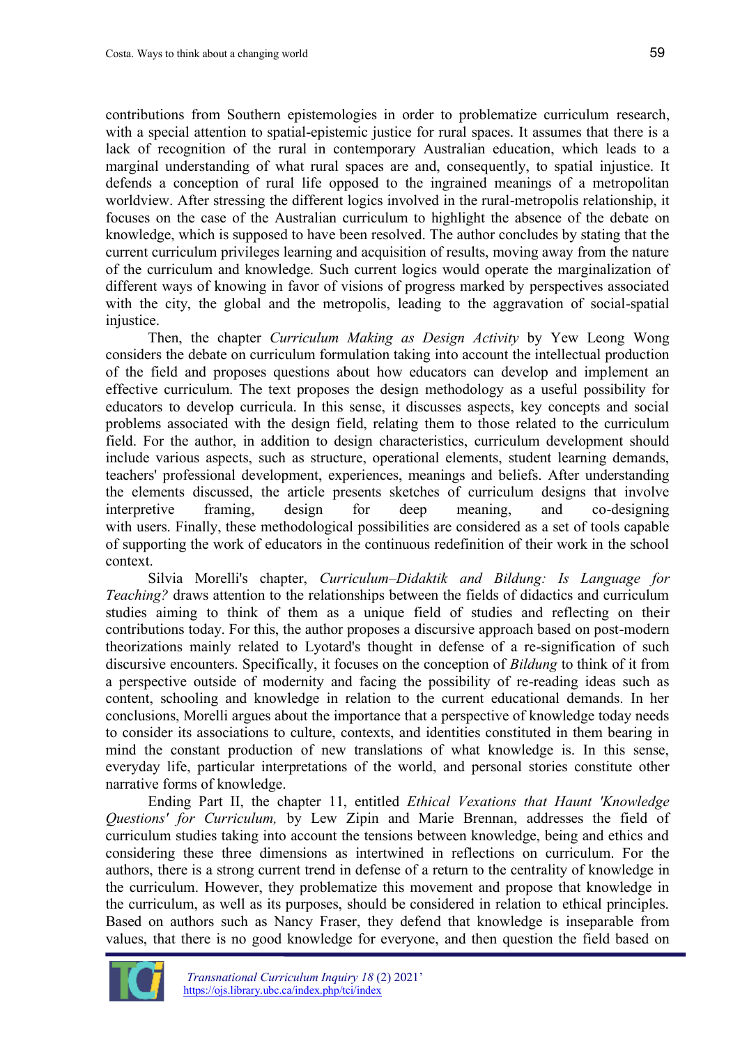contributions from Southern epistemologies in order to problematize curriculum research, with a special attention to spatial-epistemic justice for rural spaces. It assumes that there is a lack of recognition of the rural in contemporary Australian education, which leads to a marginal understanding of what rural spaces are and, consequently, to spatial injustice. It defends a conception of rural life opposed to the ingrained meanings of a metropolitan worldview. After stressing the different logics involved in the rural-metropolis relationship, it focuses on the case of the Australian curriculum to highlight the absence of the debate on knowledge, which is supposed to have been resolved. The author concludes by stating that the current curriculum privileges learning and acquisition of results, moving away from the nature of the curriculum and knowledge. Such current logics would operate the marginalization of different ways of knowing in favor of visions of progress marked by perspectives associated with the city, the global and the metropolis, leading to the aggravation of social-spatial injustice.

Then, the chapter *Curriculum Making as Design Activity* by Yew Leong Wong considers the debate on curriculum formulation taking into account the intellectual production of the field and proposes questions about how educators can develop and implement an effective curriculum. The text proposes the design methodology as a useful possibility for educators to develop curricula. In this sense, it discusses aspects, key concepts and social problems associated with the design field, relating them to those related to the curriculum field. For the author, in addition to design characteristics, curriculum development should include various aspects, such as structure, operational elements, student learning demands, teachers' professional development, experiences, meanings and beliefs. After understanding the elements discussed, the article presents sketches of curriculum designs that involve interpretive framing, design for deep meaning, and co-designing with users. Finally, these methodological possibilities are considered as a set of tools capable of supporting the work of educators in the continuous redefinition of their work in the school context.

Silvia Morelli's chapter, *Curriculum–Didaktik and Bildung: Is Language for Teaching?* draws attention to the relationships between the fields of didactics and curriculum studies aiming to think of them as a unique field of studies and reflecting on their contributions today. For this, the author proposes a discursive approach based on post-modern theorizations mainly related to Lyotard's thought in defense of a re-signification of such discursive encounters. Specifically, it focuses on the conception of *Bildung* to think of it from a perspective outside of modernity and facing the possibility of re-reading ideas such as content, schooling and knowledge in relation to the current educational demands. In her conclusions, Morelli argues about the importance that a perspective of knowledge today needs to consider its associations to culture, contexts, and identities constituted in them bearing in mind the constant production of new translations of what knowledge is. In this sense, everyday life, particular interpretations of the world, and personal stories constitute other narrative forms of knowledge.

Ending Part II, the chapter 11, entitled *Ethical Vexations that Haunt 'Knowledge Questions' for Curriculum,* by Lew Zipin and Marie Brennan, addresses the field of curriculum studies taking into account the tensions between knowledge, being and ethics and considering these three dimensions as intertwined in reflections on curriculum. For the authors, there is a strong current trend in defense of a return to the centrality of knowledge in the curriculum. However, they problematize this movement and propose that knowledge in the curriculum, as well as its purposes, should be considered in relation to ethical principles. Based on authors such as Nancy Fraser, they defend that knowledge is inseparable from values, that there is no good knowledge for everyone, and then question the field based on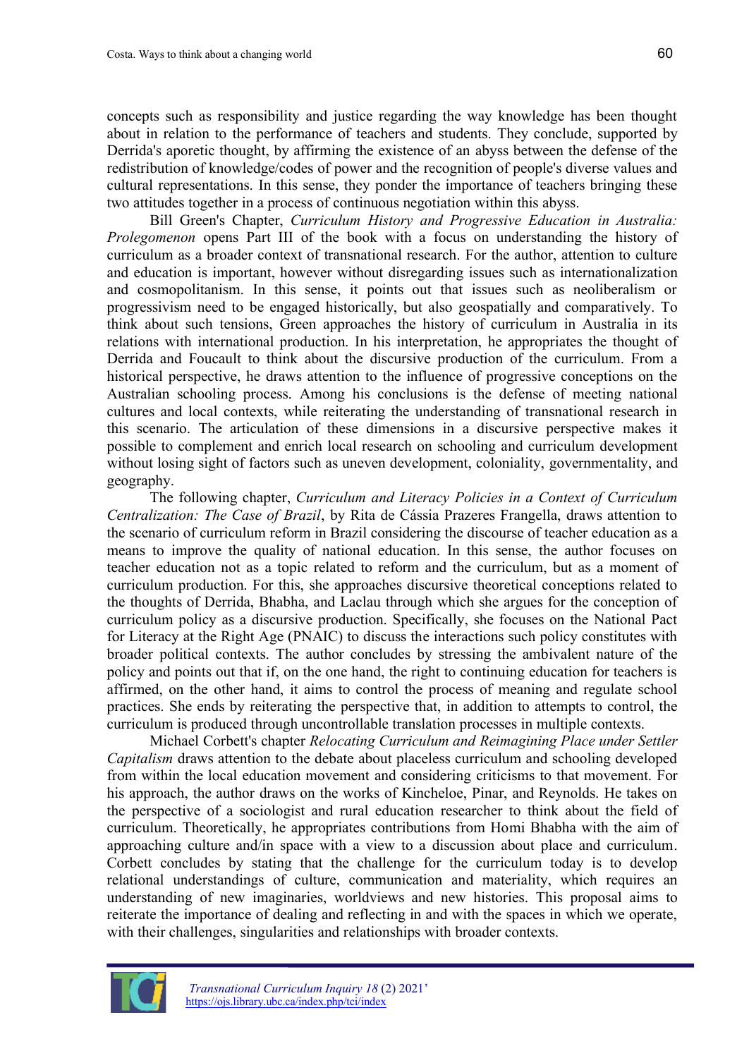concepts such as responsibility and justice regarding the way knowledge has been thought about in relation to the performance of teachers and students. They conclude, supported by Derrida's aporetic thought, by affirming the existence of an abyss between the defense of the redistribution of knowledge/codes of power and the recognition of people's diverse values and cultural representations. In this sense, they ponder the importance of teachers bringing these two attitudes together in a process of continuous negotiation within this abyss.

Bill Green's Chapter, *Curriculum History and Progressive Education in Australia: Prolegomenon* opens Part III of the book with a focus on understanding the history of curriculum as a broader context of transnational research. For the author, attention to culture and education is important, however without disregarding issues such as internationalization and cosmopolitanism. In this sense, it points out that issues such as neoliberalism or progressivism need to be engaged historically, but also geospatially and comparatively. To think about such tensions, Green approaches the history of curriculum in Australia in its relations with international production. In his interpretation, he appropriates the thought of Derrida and Foucault to think about the discursive production of the curriculum. From a historical perspective, he draws attention to the influence of progressive conceptions on the Australian schooling process. Among his conclusions is the defense of meeting national cultures and local contexts, while reiterating the understanding of transnational research in this scenario. The articulation of these dimensions in a discursive perspective makes it possible to complement and enrich local research on schooling and curriculum development without losing sight of factors such as uneven development, coloniality, governmentality, and geography.

The following chapter, *Curriculum and Literacy Policies in a Context of Curriculum Centralization: The Case of Brazil*, by Rita de Cássia Prazeres Frangella, draws attention to the scenario of curriculum reform in Brazil considering the discourse of teacher education as a means to improve the quality of national education. In this sense, the author focuses on teacher education not as a topic related to reform and the curriculum, but as a moment of curriculum production. For this, she approaches discursive theoretical conceptions related to the thoughts of Derrida, Bhabha, and Laclau through which she argues for the conception of curriculum policy as a discursive production. Specifically, she focuses on the National Pact for Literacy at the Right Age (PNAIC) to discuss the interactions such policy constitutes with broader political contexts. The author concludes by stressing the ambivalent nature of the policy and points out that if, on the one hand, the right to continuing education for teachers is affirmed, on the other hand, it aims to control the process of meaning and regulate school practices. She ends by reiterating the perspective that, in addition to attempts to control, the curriculum is produced through uncontrollable translation processes in multiple contexts.

Michael Corbett's chapter *Relocating Curriculum and Reimagining Place under Settler Capitalism* draws attention to the debate about placeless curriculum and schooling developed from within the local education movement and considering criticisms to that movement. For his approach, the author draws on the works of Kincheloe, Pinar, and Reynolds. He takes on the perspective of a sociologist and rural education researcher to think about the field of curriculum. Theoretically, he appropriates contributions from Homi Bhabha with the aim of approaching culture and/in space with a view to a discussion about place and curriculum. Corbett concludes by stating that the challenge for the curriculum today is to develop relational understandings of culture, communication and materiality, which requires an understanding of new imaginaries, worldviews and new histories. This proposal aims to reiterate the importance of dealing and reflecting in and with the spaces in which we operate, with their challenges, singularities and relationships with broader contexts.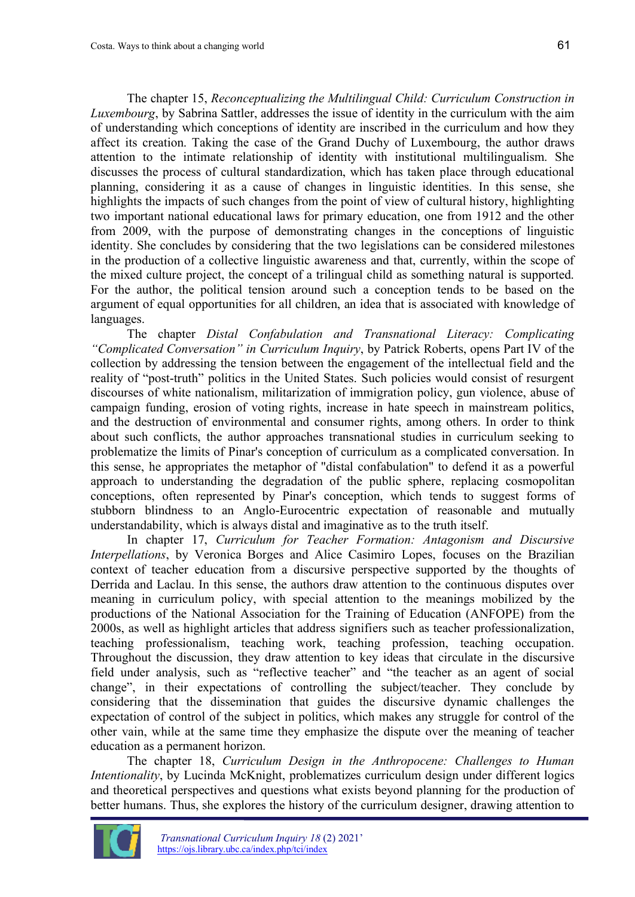The chapter 15, *Reconceptualizing the Multilingual Child: Curriculum Construction in Luxembourg*, by Sabrina Sattler, addresses the issue of identity in the curriculum with the aim of understanding which conceptions of identity are inscribed in the curriculum and how they affect its creation. Taking the case of the Grand Duchy of Luxembourg, the author draws attention to the intimate relationship of identity with institutional multilingualism. She discusses the process of cultural standardization, which has taken place through educational planning, considering it as a cause of changes in linguistic identities. In this sense, she highlights the impacts of such changes from the point of view of cultural history, highlighting two important national educational laws for primary education, one from 1912 and the other from 2009, with the purpose of demonstrating changes in the conceptions of linguistic identity. She concludes by considering that the two legislations can be considered milestones in the production of a collective linguistic awareness and that, currently, within the scope of the mixed culture project, the concept of a trilingual child as something natural is supported. For the author, the political tension around such a conception tends to be based on the argument of equal opportunities for all children, an idea that is associated with knowledge of languages.

The chapter *Distal Confabulation and Transnational Literacy: Complicating "Complicated Conversation" in Curriculum Inquiry*, by Patrick Roberts, opens Part IV of the collection by addressing the tension between the engagement of the intellectual field and the reality of "post-truth" politics in the United States. Such policies would consist of resurgent discourses of white nationalism, militarization of immigration policy, gun violence, abuse of campaign funding, erosion of voting rights, increase in hate speech in mainstream politics, and the destruction of environmental and consumer rights, among others. In order to think about such conflicts, the author approaches transnational studies in curriculum seeking to problematize the limits of Pinar's conception of curriculum as a complicated conversation. In this sense, he appropriates the metaphor of "distal confabulation" to defend it as a powerful approach to understanding the degradation of the public sphere, replacing cosmopolitan conceptions, often represented by Pinar's conception, which tends to suggest forms of stubborn blindness to an Anglo-Eurocentric expectation of reasonable and mutually understandability, which is always distal and imaginative as to the truth itself.

In chapter 17, *Curriculum for Teacher Formation: Antagonism and Discursive Interpellations*, by Veronica Borges and Alice Casimiro Lopes, focuses on the Brazilian context of teacher education from a discursive perspective supported by the thoughts of Derrida and Laclau. In this sense, the authors draw attention to the continuous disputes over meaning in curriculum policy, with special attention to the meanings mobilized by the productions of the National Association for the Training of Education (ANFOPE) from the 2000s, as well as highlight articles that address signifiers such as teacher professionalization, teaching professionalism, teaching work, teaching profession, teaching occupation. Throughout the discussion, they draw attention to key ideas that circulate in the discursive field under analysis, such as "reflective teacher" and "the teacher as an agent of social change", in their expectations of controlling the subject/teacher. They conclude by considering that the dissemination that guides the discursive dynamic challenges the expectation of control of the subject in politics, which makes any struggle for control of the other vain, while at the same time they emphasize the dispute over the meaning of teacher education as a permanent horizon.

The chapter 18, *Curriculum Design in the Anthropocene: Challenges to Human Intentionality*, by Lucinda McKnight, problematizes curriculum design under different logics and theoretical perspectives and questions what exists beyond planning for the production of better humans. Thus, she explores the history of the curriculum designer, drawing attention to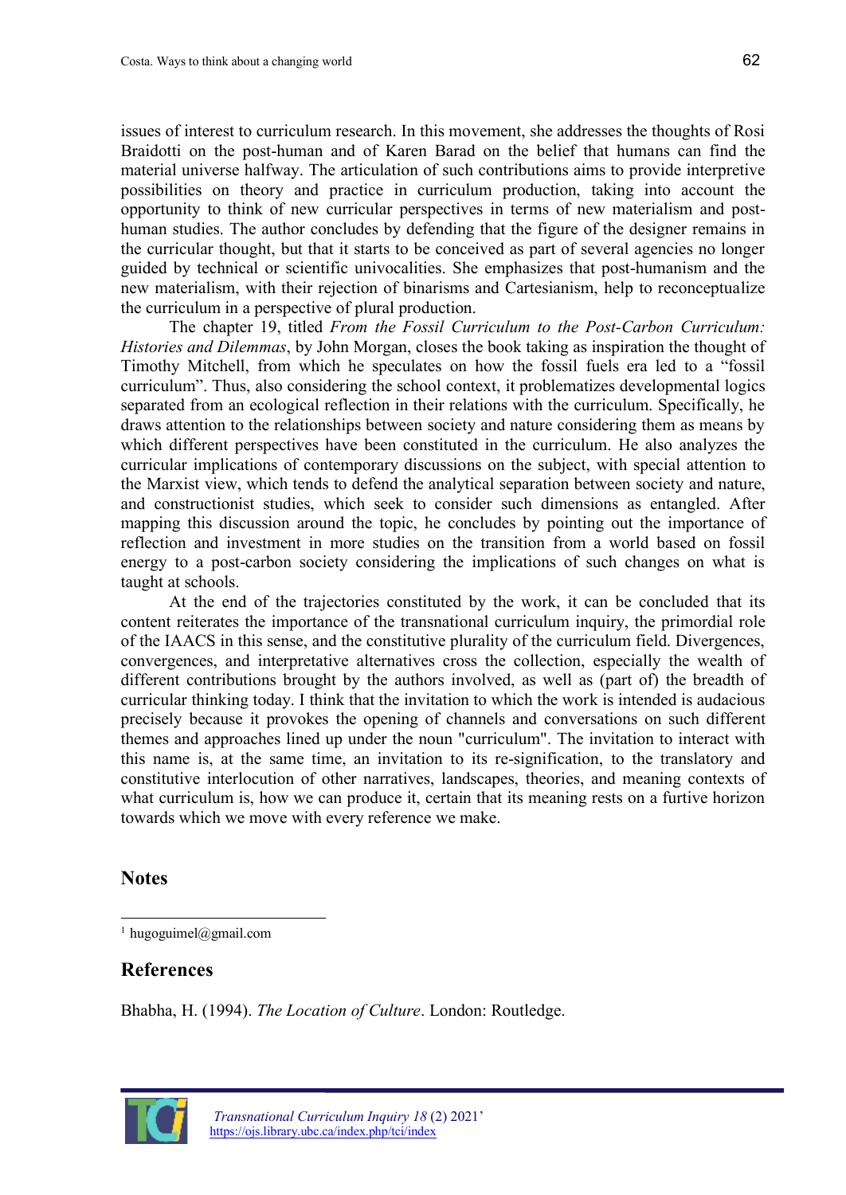issues of interest to curriculum research. In this movement, she addresses the thoughts of Rosi Braidotti on the post-human and of Karen Barad on the belief that humans can find the material universe halfway. The articulation of such contributions aims to provide interpretive possibilities on theory and practice in curriculum production, taking into account the opportunity to think of new curricular perspectives in terms of new materialism and post-human studies. The author concludes by defending that the figure of the designer remains in the curricular thought, but that it starts to be conceived as part of several agencies no longer guided by technical or scientific univocalities. She emphasizes that post-humanism and the new materialism, with their rejection of binarisms and Cartesianism, help to reconceptualize the curriculum in a perspective of plural production.

The chapter 19, titled *From the Fossil Curriculum to the Post-Carbon Curriculum: Histories and Dilemmas*, by John Morgan, closes the book taking as inspiration the thought of Timothy Mitchell, from which he speculates on how the fossil fuels era led to a "fossil curriculum". Thus, also considering the school context, it problematizes developmental logics separated from an ecological reflection in their relations with the curriculum. Specifically, he draws attention to the relationships between society and nature considering them as means by which different perspectives have been constituted in the curriculum. He also analyzes the curricular implications of contemporary discussions on the subject, with special attention to the Marxist view, which tends to defend the analytical separation between society and nature, and constructionist studies, which seek to consider such dimensions as entangled. After mapping this discussion around the topic, he concludes by pointing out the importance of reflection and investment in more studies on the transition from a world based on fossil energy to a post-carbon society considering the implications of such changes on what is taught at schools.

At the end of the trajectories constituted by the work, it can be concluded that its content reiterates the importance of the transnational curriculum inquiry, the primordial role of the IAACS in this sense, and the constitutive plurality of the curriculum field. Divergences, convergences, and interpretative alternatives cross the collection, especially the wealth of different contributions brought by the authors involved, as well as (part of) the breadth of curricular thinking today. I think that the invitation to which the work is intended is audacious precisely because it provokes the opening of channels and conversations on such different themes and approaches lined up under the noun "curriculum". The invitation to interact with this name is, at the same time, an invitation to its re-signification, to the translatory and constitutive interlocution of other narratives, landscapes, theories, and meaning contexts of what curriculum is, how we can produce it, certain that its meaning rests on a furtive horizon towards which we move with every reference we make.

## Notes

[1] hugoguimel@gmail.com

## References

Bhabha, H. (1994). *The Location of Culture*. London: Routledge.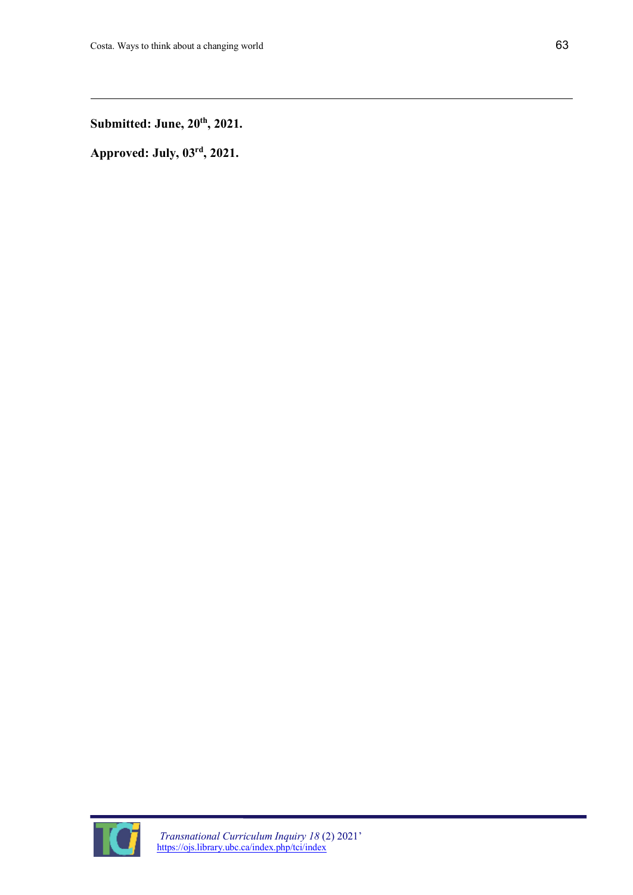**Submitted: June, 20th, 2021.**

**Approved: July, 03rd, 2021.**